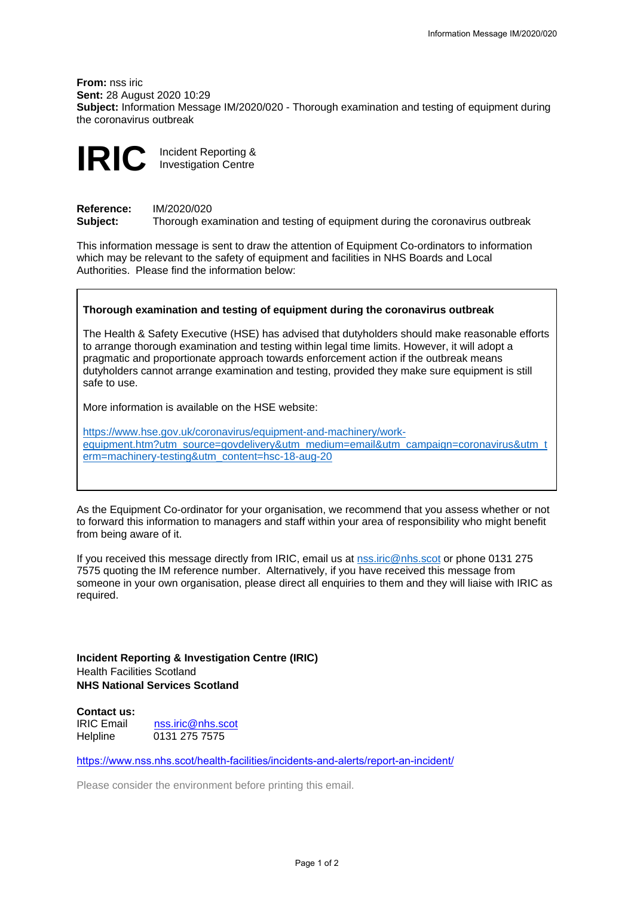**From:** nss iric
**Sent:** 28 August 2020 10:29
**Subject:** Information Message IM/2020/020 - Thorough examination and testing of equipment during the coronavirus outbreak

# IRIC

Incident Reporting & Investigation Centre

**Reference:** IM/2020/020
**Subject:** Thorough examination and testing of equipment during the coronavirus outbreak

This information message is sent to draw the attention of Equipment Co-ordinators to information which may be relevant to the safety of equipment and facilities in NHS Boards and Local Authorities. Please find the information below:

**Thorough examination and testing of equipment during the coronavirus outbreak**

The Health & Safety Executive (HSE) has advised that dutyholders should make reasonable efforts to arrange thorough examination and testing within legal time limits. However, it will adopt a pragmatic and proportionate approach towards enforcement action if the outbreak means dutyholders cannot arrange examination and testing, provided they make sure equipment is still safe to use.

More information is available on the HSE website:

https://www.hse.gov.uk/coronavirus/equipment-and-machinery/work-equipment.htm?utm_source=govdelivery&utm_medium=email&utm_campaign=coronavirus&utm_term=machinery-testing&utm_content=hsc-18-aug-20

As the Equipment Co-ordinator for your organisation, we recommend that you assess whether or not to forward this information to managers and staff within your area of responsibility who might benefit from being aware of it.

If you received this message directly from IRIC, email us at nss.iric@nhs.scot or phone 0131 275 7575 quoting the IM reference number. Alternatively, if you have received this message from someone in your own organisation, please direct all enquiries to them and they will liaise with IRIC as required.

**Incident Reporting & Investigation Centre (IRIC)**
Health Facilities Scotland
**NHS National Services Scotland**

**Contact us:**
IRIC Email nss.iric@nhs.scot
Helpline 0131 275 7575

https://www.nss.nhs.scot/health-facilities/incidents-and-alerts/report-an-incident/

Please consider the environment before printing this email.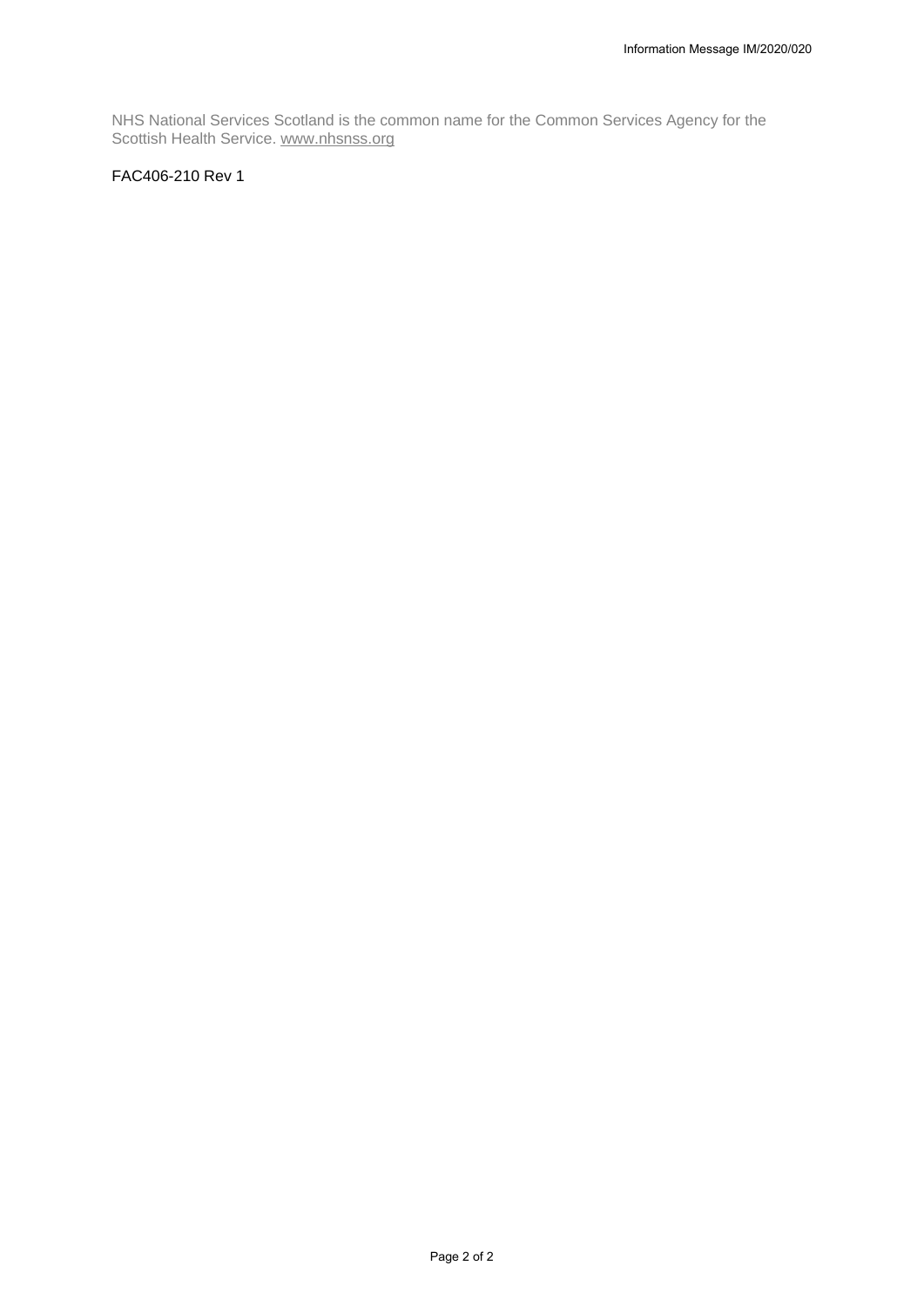NHS National Services Scotland is the common name for the Common Services Agency for the Scottish Health Service. www.nhsnss.org

FAC406-210 Rev 1